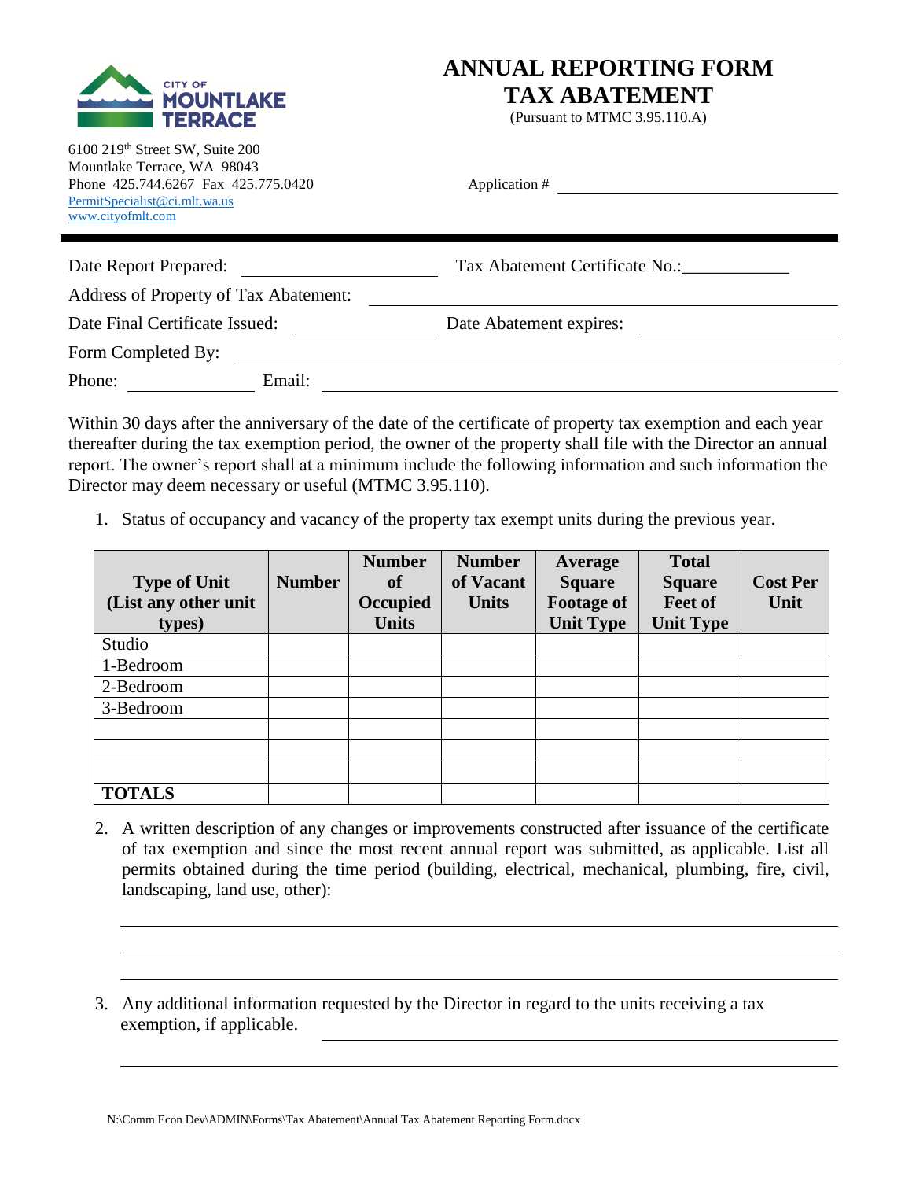CITY OF MOUNTLAKE TERRACE

# ANNUAL REPORTING FORM TAX ABATEMENT

(Pursuant to MTMC 3.95.110.A)

6100 219th Street SW, Suite 200
Mountlake Terrace, WA 98043
Phone 425.744.6267 Fax 425.775.0420
PermitSpecialist@ci.mlt.wa.us
www.cityofmlt.com

Application # ______________________

---

Date Report Prepared: ____________________ Tax Abatement Certificate No.:____________

Address of Property of Tax Abatement: ______________________________________________

Date Final Certificate Issued: ______________ Date Abatement expires: __________________

Form Completed By: ______________________________________________________________

Phone: ______________ Email: ______________________________________________________

Within 30 days after the anniversary of the date of the certificate of property tax exemption and each year thereafter during the tax exemption period, the owner of the property shall file with the Director an annual report. The owner's report shall at a minimum include the following information and such information the Director may deem necessary or useful (MTMC 3.95.110).

1. Status of occupancy and vacancy of the property tax exempt units during the previous year.

| Type of Unit (List any other unit types) | Number | Number of Occupied Units | Number of Vacant Units | Average Square Footage of Unit Type | Total Square Feet of Unit Type | Cost Per Unit |
|---|---|---|---|---|---|---|
| Studio | | | | | | |
| 1-Bedroom | | | | | | |
| 2-Bedroom | | | | | | |
| 3-Bedroom | | | | | | |
| | | | | | | |
| | | | | | | |
| | | | | | | |
| **TOTALS** | | | | | | |

2. A written description of any changes or improvements constructed after issuance of the certificate of tax exemption and since the most recent annual report was submitted, as applicable. List all permits obtained during the time period (building, electrical, mechanical, plumbing, fire, civil, landscaping, land use, other):

______________________________________________________________________________

______________________________________________________________________________

______________________________________________________________________________

3. Any additional information requested by the Director in regard to the units receiving a tax exemption, if applicable. ____________________________________________________

______________________________________________________________________________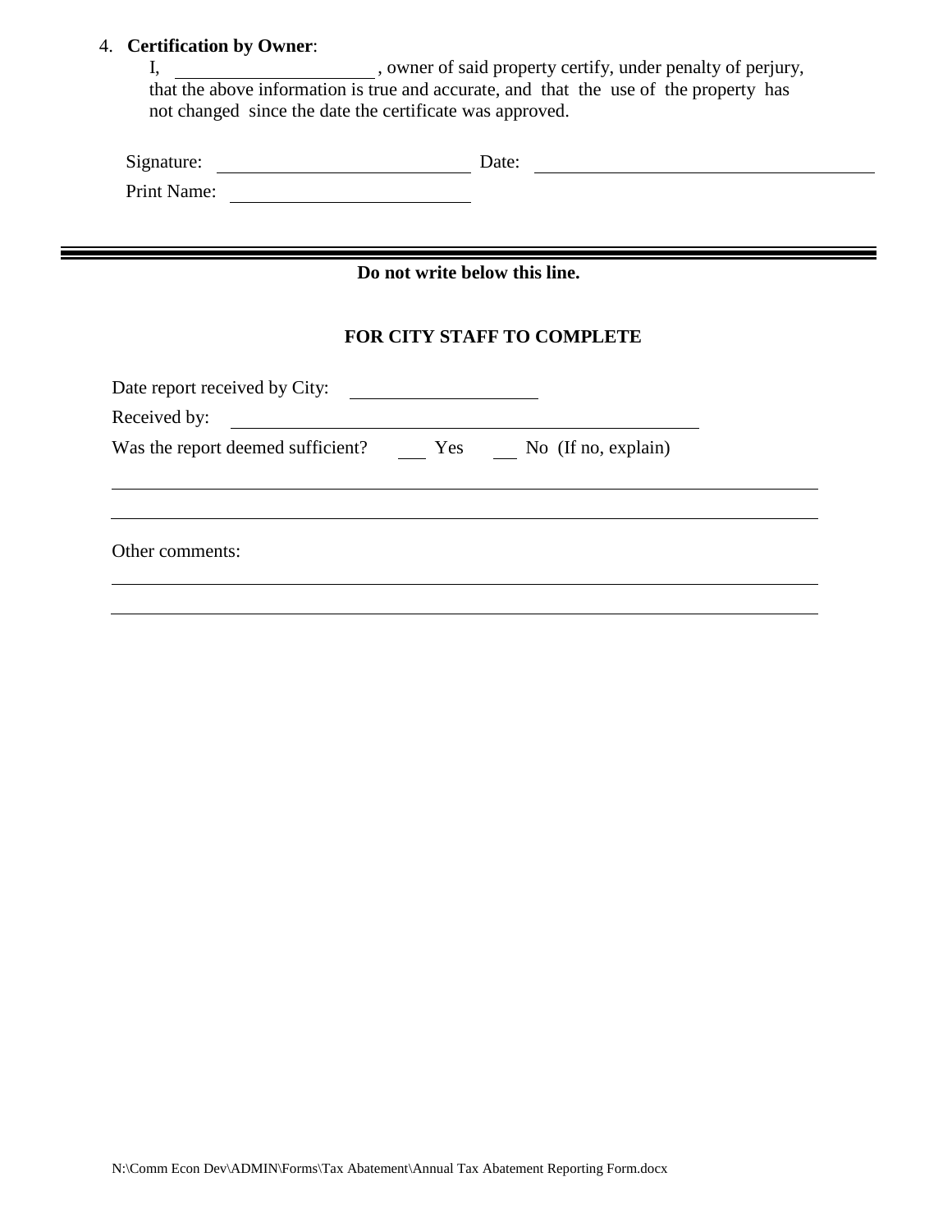4. **Certification by Owner**:

   I, \_\_\_\_\_\_\_\_\_\_\_\_\_\_\_\_\_\_\_\_\_\_, owner of said property certify, under penalty of perjury, that the above information is true and accurate, and that the use of the property has not changed since the date the certificate was approved.

Signature: \_\_\_\_\_\_\_\_\_\_\_\_\_\_\_\_\_\_\_\_\_\_\_\_\_\_\_\_ Date: \_\_\_\_\_\_\_\_\_\_\_\_\_\_\_\_\_\_\_\_\_\_\_\_\_\_\_\_\_\_\_\_\_\_\_\_\_\_

Print Name: \_\_\_\_\_\_\_\_\_\_\_\_\_\_\_\_\_\_\_\_\_\_\_\_\_\_\_

---

**Do not write below this line.**

**FOR CITY STAFF TO COMPLETE**

Date report received by City: \_\_\_\_\_\_\_\_\_\_\_\_\_\_\_\_\_\_\_\_\_

Received by: \_\_\_\_\_\_\_\_\_\_\_\_\_\_\_\_\_\_\_\_\_\_\_\_\_\_\_\_\_\_\_\_\_\_\_\_\_\_\_\_\_\_\_\_\_\_\_\_\_\_\_\_

Was the report deemed sufficient? \_\_\_ Yes \_\_\_ No (If no, explain)

\_\_\_\_\_\_\_\_\_\_\_\_\_\_\_\_\_\_\_\_\_\_\_\_\_\_\_\_\_\_\_\_\_\_\_\_\_\_\_\_\_\_\_\_\_\_\_\_\_\_\_\_\_\_\_\_\_\_\_\_\_\_\_\_\_\_\_\_\_\_\_\_\_\_\_\_

\_\_\_\_\_\_\_\_\_\_\_\_\_\_\_\_\_\_\_\_\_\_\_\_\_\_\_\_\_\_\_\_\_\_\_\_\_\_\_\_\_\_\_\_\_\_\_\_\_\_\_\_\_\_\_\_\_\_\_\_\_\_\_\_\_\_\_\_\_\_\_\_\_\_\_\_

Other comments:

\_\_\_\_\_\_\_\_\_\_\_\_\_\_\_\_\_\_\_\_\_\_\_\_\_\_\_\_\_\_\_\_\_\_\_\_\_\_\_\_\_\_\_\_\_\_\_\_\_\_\_\_\_\_\_\_\_\_\_\_\_\_\_\_\_\_\_\_\_\_\_\_\_\_\_\_

\_\_\_\_\_\_\_\_\_\_\_\_\_\_\_\_\_\_\_\_\_\_\_\_\_\_\_\_\_\_\_\_\_\_\_\_\_\_\_\_\_\_\_\_\_\_\_\_\_\_\_\_\_\_\_\_\_\_\_\_\_\_\_\_\_\_\_\_\_\_\_\_\_\_\_\_

N:\Comm Econ Dev\ADMIN\Forms\Tax Abatement\Annual Tax Abatement Reporting Form.docx